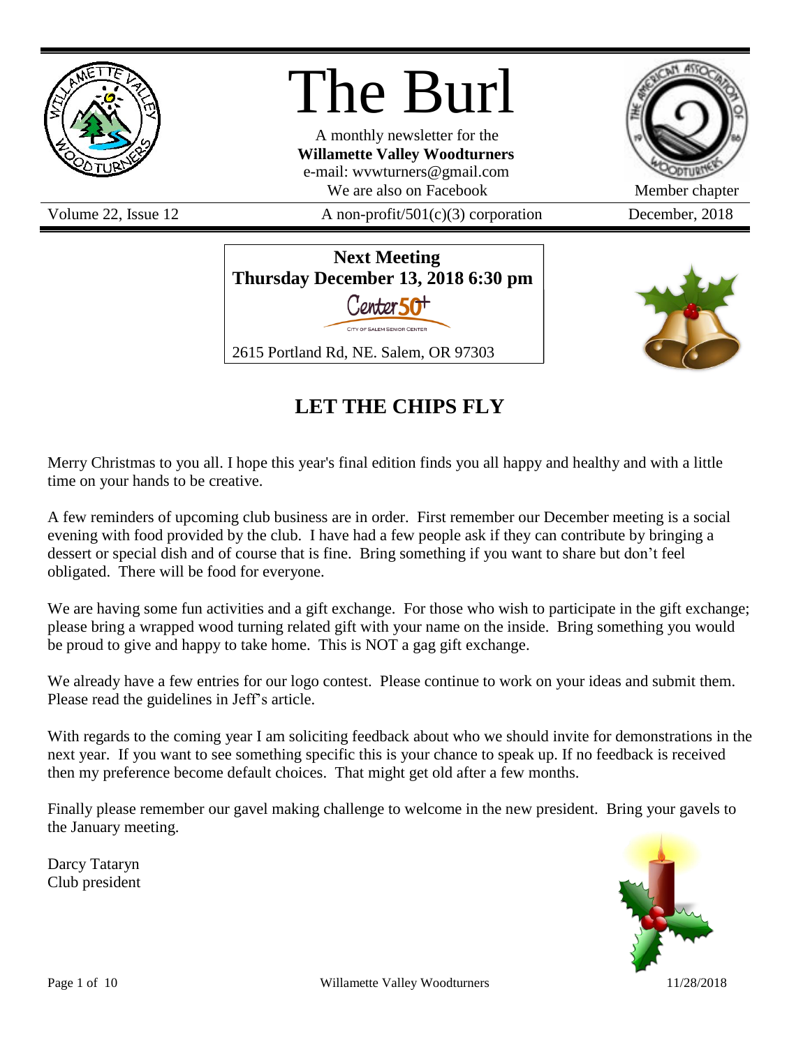# The Burl

A monthly newsletter for the
**Willamette Valley Woodturners**
e-mail: wvwturners@gmail.com
We are also on Facebook

Member chapter

Volume 22, Issue 12 | A non-profit/501(c)(3) corporation | December, 2018

**Next Meeting**
**Thursday December 13, 2018 6:30 pm**

Center 50+
CITY OF SALEM SENIOR CENTER

2615 Portland Rd, NE. Salem, OR 97303

## LET THE CHIPS FLY

Merry Christmas to you all. I hope this year's final edition finds you all happy and healthy and with a little time on your hands to be creative.

A few reminders of upcoming club business are in order. First remember our December meeting is a social evening with food provided by the club. I have had a few people ask if they can contribute by bringing a dessert or special dish and of course that is fine. Bring something if you want to share but don't feel obligated. There will be food for everyone.

We are having some fun activities and a gift exchange. For those who wish to participate in the gift exchange; please bring a wrapped wood turning related gift with your name on the inside. Bring something you would be proud to give and happy to take home. This is NOT a gag gift exchange.

We already have a few entries for our logo contest. Please continue to work on your ideas and submit them. Please read the guidelines in Jeff's article.

With regards to the coming year I am soliciting feedback about who we should invite for demonstrations in the next year. If you want to see something specific this is your chance to speak up. If no feedback is received then my preference become default choices. That might get old after a few months.

Finally please remember our gavel making challenge to welcome in the new president. Bring your gavels to the January meeting.

Darcy Tataryn
Club president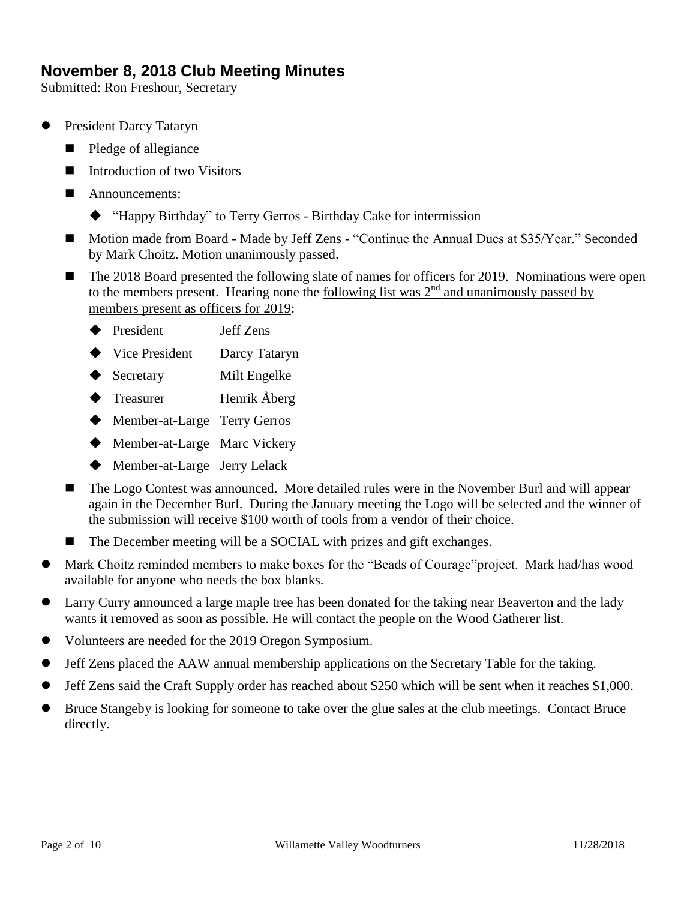## November 8, 2018 Club Meeting Minutes

Submitted: Ron Freshour, Secretary

- President Darcy Tataryn
  - Pledge of allegiance
  - Introduction of two Visitors
  - Announcements:
    - "Happy Birthday" to Terry Gerros - Birthday Cake for intermission
  - Motion made from Board - Made by Jeff Zens - "Continue the Annual Dues at $35/Year." Seconded by Mark Choitz. Motion unanimously passed.
  - The 2018 Board presented the following slate of names for officers for 2019. Nominations were open to the members present. Hearing none the following list was 2nd and unanimously passed by members present as officers for 2019:
    - President Jeff Zens
    - Vice President Darcy Tataryn
    - Secretary Milt Engelke
    - Treasurer Henrik Åberg
    - Member-at-Large Terry Gerros
    - Member-at-Large Marc Vickery
    - Member-at-Large Jerry Lelack
  - The Logo Contest was announced. More detailed rules were in the November Burl and will appear again in the December Burl. During the January meeting the Logo will be selected and the winner of the submission will receive $100 worth of tools from a vendor of their choice.
  - The December meeting will be a SOCIAL with prizes and gift exchanges.
- Mark Choitz reminded members to make boxes for the "Beads of Courage"project. Mark had/has wood available for anyone who needs the box blanks.
- Larry Curry announced a large maple tree has been donated for the taking near Beaverton and the lady wants it removed as soon as possible. He will contact the people on the Wood Gatherer list.
- Volunteers are needed for the 2019 Oregon Symposium.
- Jeff Zens placed the AAW annual membership applications on the Secretary Table for the taking.
- Jeff Zens said the Craft Supply order has reached about $250 which will be sent when it reaches $1,000.
- Bruce Stangeby is looking for someone to take over the glue sales at the club meetings. Contact Bruce directly.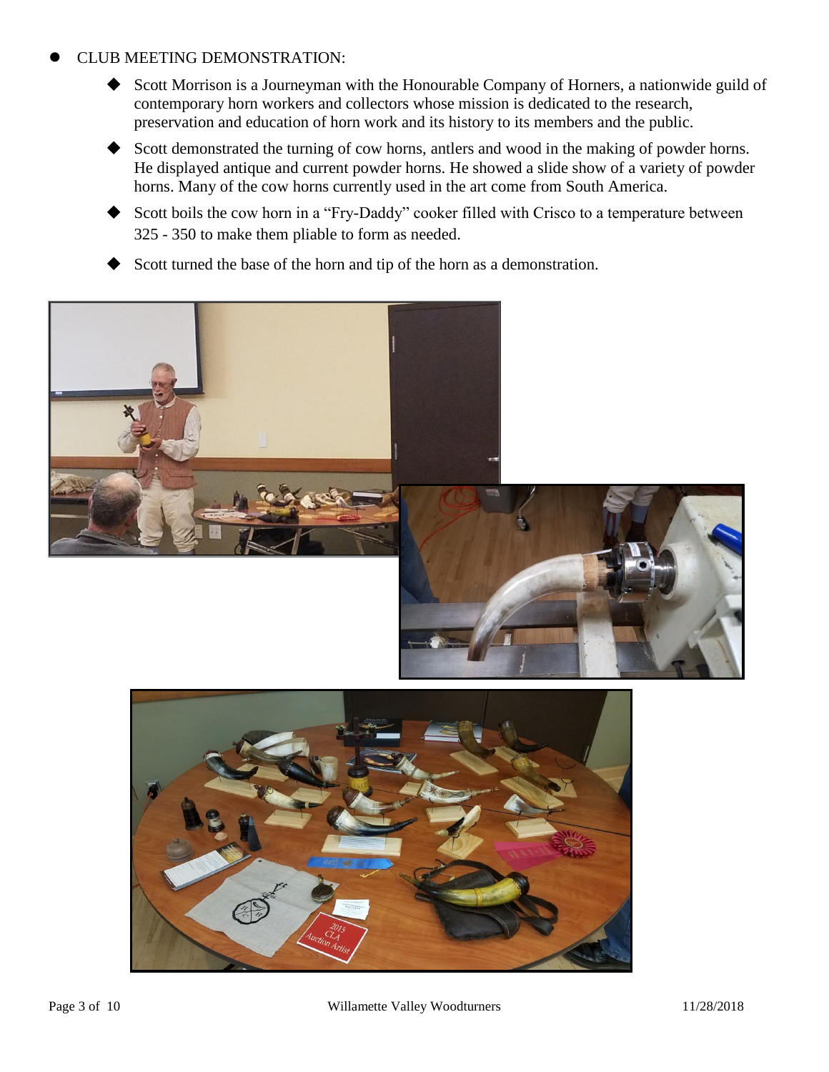- CLUB MEETING DEMONSTRATION:
  - Scott Morrison is a Journeyman with the Honourable Company of Horners, a nationwide guild of contemporary horn workers and collectors whose mission is dedicated to the research, preservation and education of horn work and its history to its members and the public.
  - Scott demonstrated the turning of cow horns, antlers and wood in the making of powder horns. He displayed antique and current powder horns. He showed a slide show of a variety of powder horns. Many of the cow horns currently used in the art come from South America.
  - Scott boils the cow horn in a "Fry-Daddy" cooker filled with Crisco to a temperature between 325 - 350 to make them pliable to form as needed.
  - Scott turned the base of the horn and tip of the horn as a demonstration.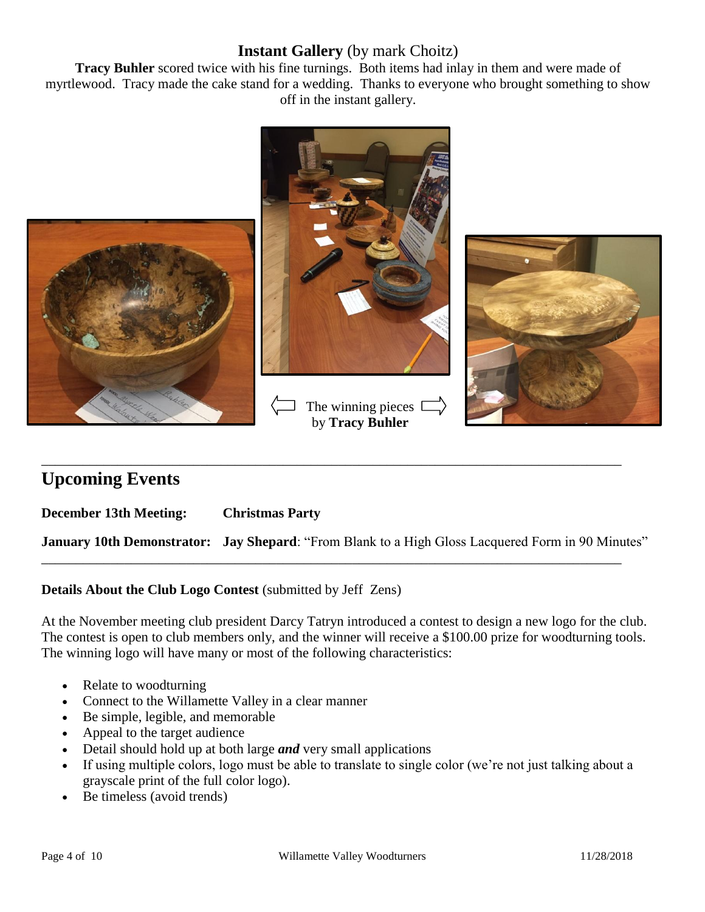## **Instant Gallery** (by mark Choitz)

**Tracy Buhler** scored twice with his fine turnings. Both items had inlay in them and were made of myrtlewood. Tracy made the cake stand for a wedding. Thanks to everyone who brought something to show off in the instant gallery.

⇦ The winning pieces ⇨
by **Tracy Buhler**

---

## Upcoming Events

**December 13th Meeting:** **Christmas Party**

**January 10th Demonstrator:** **Jay Shepard**: "From Blank to a High Gloss Lacquered Form in 90 Minutes"

---

**Details About the Club Logo Contest** (submitted by Jeff Zens)

At the November meeting club president Darcy Tatryn introduced a contest to design a new logo for the club. The contest is open to club members only, and the winner will receive a $100.00 prize for woodturning tools. The winning logo will have many or most of the following characteristics:

- Relate to woodturning
- Connect to the Willamette Valley in a clear manner
- Be simple, legible, and memorable
- Appeal to the target audience
- Detail should hold up at both large ***and*** very small applications
- If using multiple colors, logo must be able to translate to single color (we're not just talking about a grayscale print of the full color logo).
- Be timeless (avoid trends)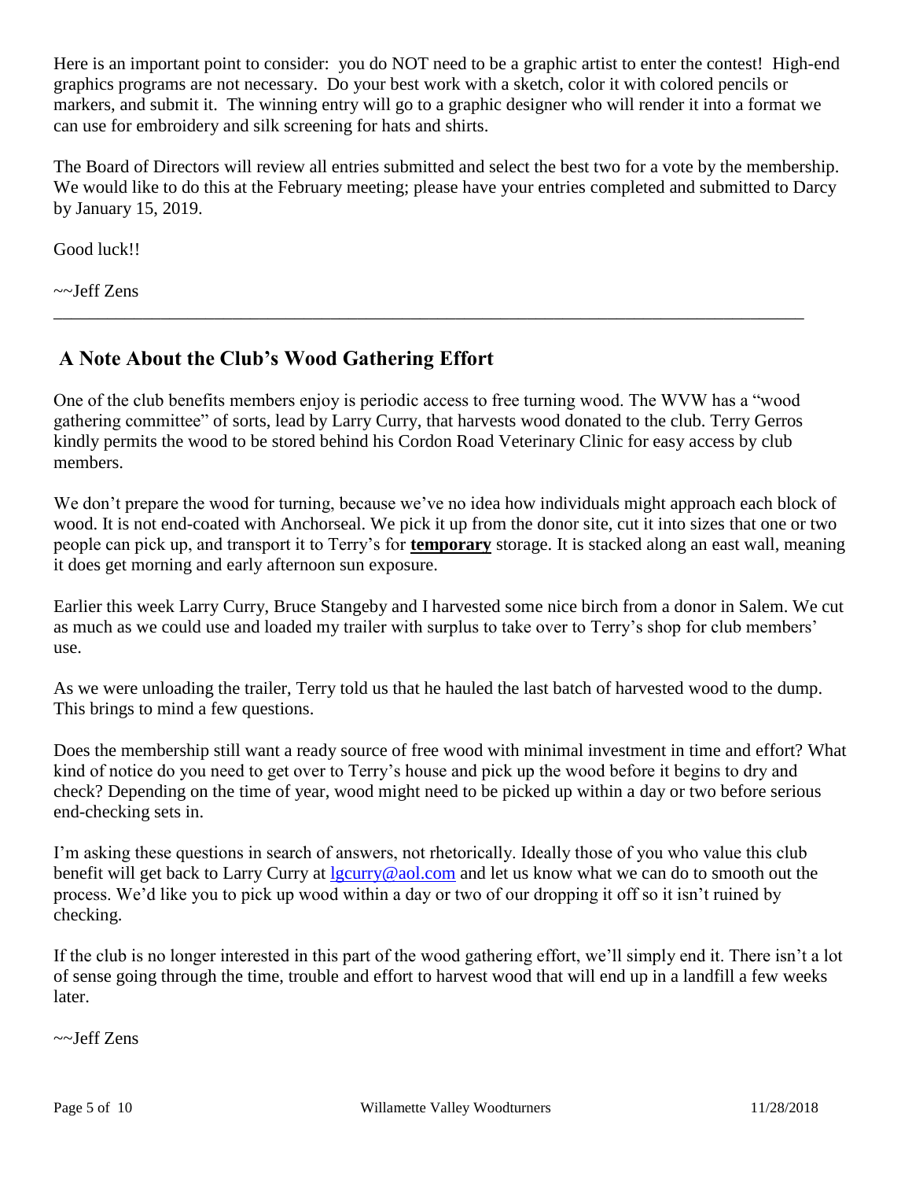Here is an important point to consider: you do NOT need to be a graphic artist to enter the contest! High-end graphics programs are not necessary. Do your best work with a sketch, color it with colored pencils or markers, and submit it. The winning entry will go to a graphic designer who will render it into a format we can use for embroidery and silk screening for hats and shirts.

The Board of Directors will review all entries submitted and select the best two for a vote by the membership. We would like to do this at the February meeting; please have your entries completed and submitted to Darcy by January 15, 2019.

Good luck!!

~~Jeff Zens

---

## A Note About the Club's Wood Gathering Effort

One of the club benefits members enjoy is periodic access to free turning wood. The WVW has a "wood gathering committee" of sorts, lead by Larry Curry, that harvests wood donated to the club. Terry Gerros kindly permits the wood to be stored behind his Cordon Road Veterinary Clinic for easy access by club members.

We don't prepare the wood for turning, because we've no idea how individuals might approach each block of wood. It is not end-coated with Anchorseal. We pick it up from the donor site, cut it into sizes that one or two people can pick up, and transport it to Terry's for **temporary** storage. It is stacked along an east wall, meaning it does get morning and early afternoon sun exposure.

Earlier this week Larry Curry, Bruce Stangeby and I harvested some nice birch from a donor in Salem. We cut as much as we could use and loaded my trailer with surplus to take over to Terry's shop for club members' use.

As we were unloading the trailer, Terry told us that he hauled the last batch of harvested wood to the dump. This brings to mind a few questions.

Does the membership still want a ready source of free wood with minimal investment in time and effort? What kind of notice do you need to get over to Terry's house and pick up the wood before it begins to dry and check? Depending on the time of year, wood might need to be picked up within a day or two before serious end-checking sets in.

I'm asking these questions in search of answers, not rhetorically. Ideally those of you who value this club benefit will get back to Larry Curry at lgcurry@aol.com and let us know what we can do to smooth out the process. We'd like you to pick up wood within a day or two of our dropping it off so it isn't ruined by checking.

If the club is no longer interested in this part of the wood gathering effort, we'll simply end it. There isn't a lot of sense going through the time, trouble and effort to harvest wood that will end up in a landfill a few weeks later.

~~Jeff Zens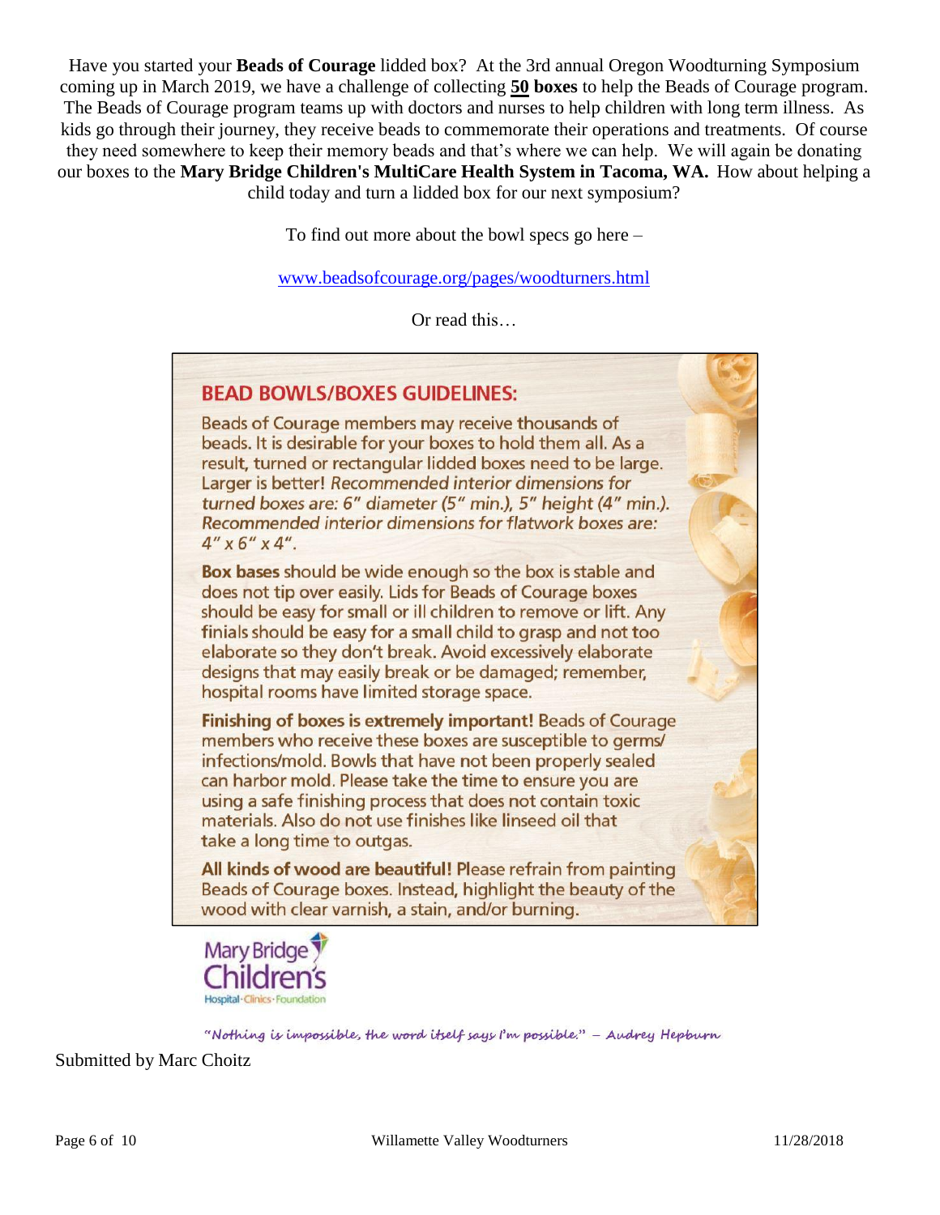Have you started your **Beads of Courage** lidded box? At the 3rd annual Oregon Woodturning Symposium coming up in March 2019, we have a challenge of collecting **50 boxes** to help the Beads of Courage program. The Beads of Courage program teams up with doctors and nurses to help children with long term illness. As kids go through their journey, they receive beads to commemorate their operations and treatments. Of course they need somewhere to keep their memory beads and that's where we can help. We will again be donating our boxes to the **Mary Bridge Children's MultiCare Health System in Tacoma, WA.** How about helping a child today and turn a lidded box for our next symposium?

To find out more about the bowl specs go here –

www.beadsofcourage.org/pages/woodturners.html

Or read this…

## BEAD BOWLS/BOXES GUIDELINES:

Beads of Courage members may receive thousands of beads. It is desirable for your boxes to hold them all. As a result, turned or rectangular lidded boxes need to be large. Larger is better! *Recommended interior dimensions for turned boxes are: 6" diameter (5" min.), 5" height (4" min.). Recommended interior dimensions for flatwork boxes are: 4" x 6" x 4".*

**Box bases** should be wide enough so the box is stable and does not tip over easily. Lids for Beads of Courage boxes should be easy for small or ill children to remove or lift. Any finials should be easy for a small child to grasp and not too elaborate so they don't break. Avoid excessively elaborate designs that may easily break or be damaged; remember, hospital rooms have limited storage space.

**Finishing of boxes is extremely important!** Beads of Courage members who receive these boxes are susceptible to germs/infections/mold. Bowls that have not been properly sealed can harbor mold. Please take the time to ensure you are using a safe finishing process that does not contain toxic materials. Also do not use finishes like linseed oil that take a long time to outgas.

**All kinds of wood are beautiful!** Please refrain from painting Beads of Courage boxes. Instead, highlight the beauty of the wood with clear varnish, a stain, and/or burning.

Mary Bridge Children's
Hospital · Clinics · Foundation

*"Nothing is impossible, the word itself says I'm possible." – Audrey Hepburn*

Submitted by Marc Choitz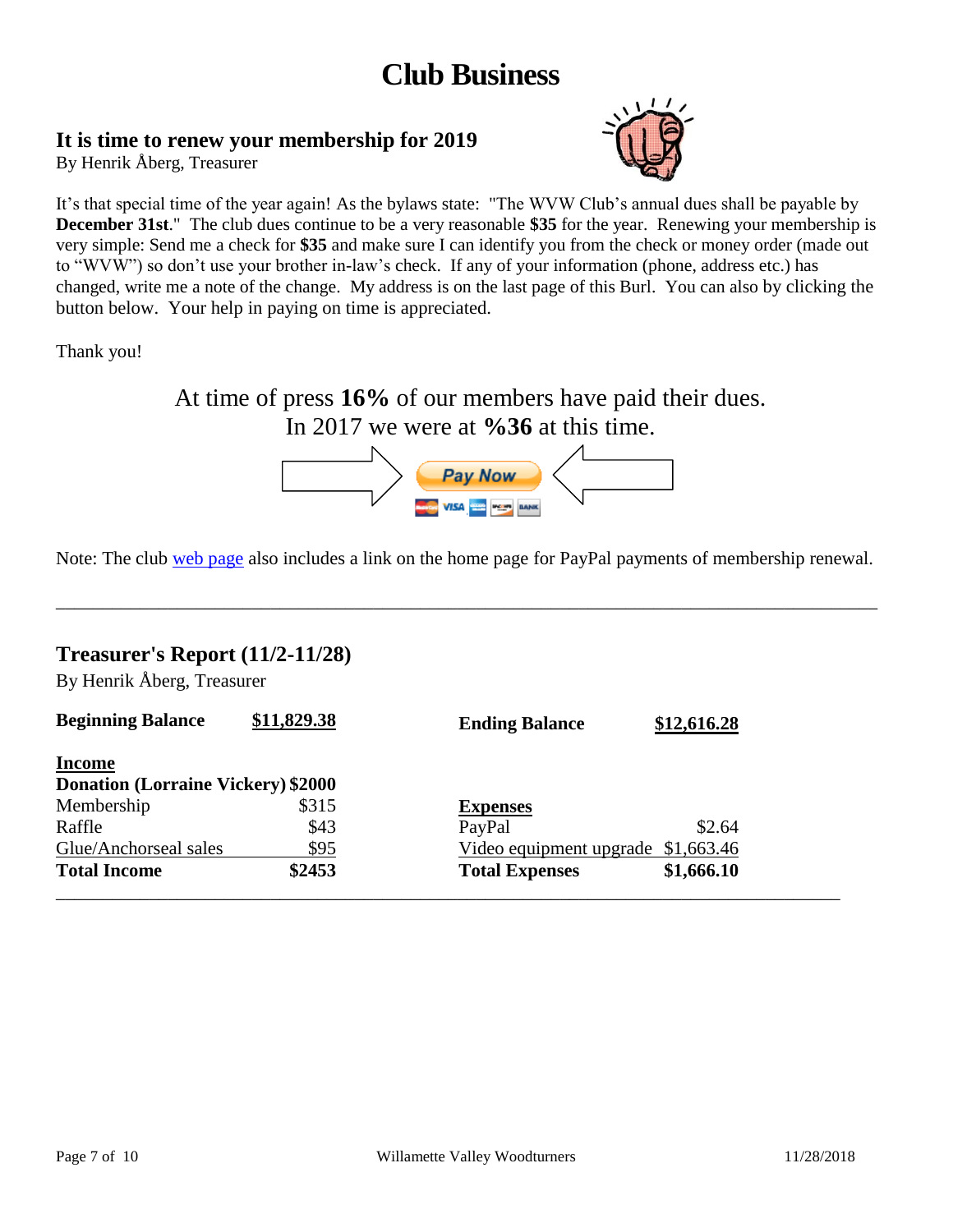# Club Business

## It is time to renew your membership for 2019

By Henrik Åberg, Treasurer

It's that special time of the year again! As the bylaws state: "The WVW Club's annual dues shall be payable by **December 31st**." The club dues continue to be a very reasonable **$35** for the year. Renewing your membership is very simple: Send me a check for **$35** and make sure I can identify you from the check or money order (made out to "WVW") so don't use your brother in-law's check. If any of your information (phone, address etc.) has changed, write me a note of the change. My address is on the last page of this Burl. You can also by clicking the button below. Your help in paying on time is appreciated.

Thank you!

At time of press **16%** of our members have paid their dues.
In 2017 we were at **%36** at this time.

Pay Now

Note: The club web page also includes a link on the home page for PayPal payments of membership renewal.

---

## Treasurer's Report (11/2-11/28)

By Henrik Åberg, Treasurer

| **Beginning Balance** | **$11,829.38** | **Ending Balance** | **$12,616.28** |
|---|---|---|---|
| **Income** | | **Expenses** | |
| **Donation (Lorraine Vickery)** | **$2000** | | |
| Membership | $315 | PayPal | $2.64 |
| Raffle | $43 | Video equipment upgrade | $1,663.46 |
| Glue/Anchorseal sales | $95 | | |
| **Total Income** | **$2453** | **Total Expenses** | **$1,666.10** |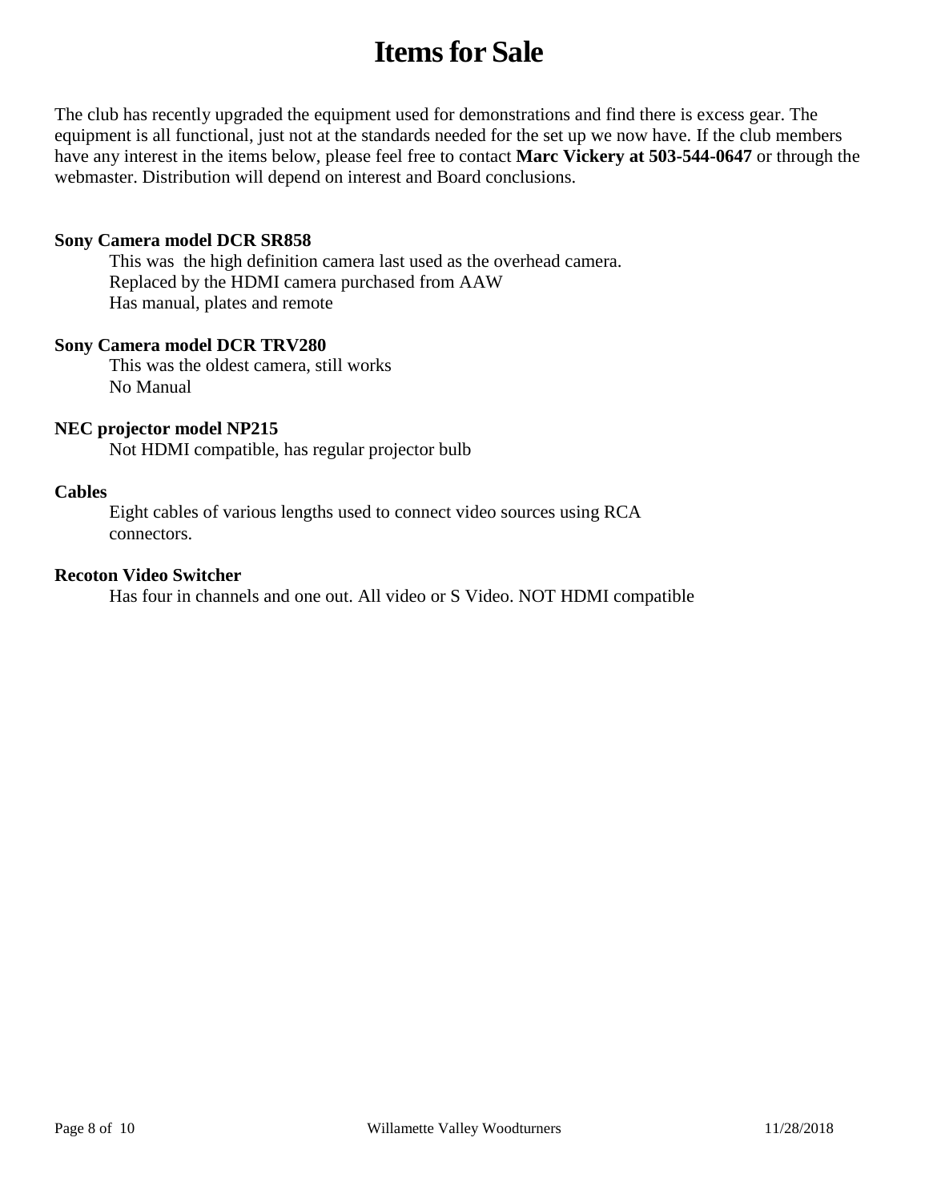# Items for Sale

The club has recently upgraded the equipment used for demonstrations and find there is excess gear. The equipment is all functional, just not at the standards needed for the set up we now have. If the club members have any interest in the items below, please feel free to contact **Marc Vickery at 503-544-0647** or through the webmaster. Distribution will depend on interest and Board conclusions.

**Sony Camera model DCR SR858**

This was the high definition camera last used as the overhead camera.
Replaced by the HDMI camera purchased from AAW
Has manual, plates and remote

**Sony Camera model DCR TRV280**

This was the oldest camera, still works
No Manual

**NEC projector model NP215**

Not HDMI compatible, has regular projector bulb

**Cables**

Eight cables of various lengths used to connect video sources using RCA connectors.

**Recoton Video Switcher**

Has four in channels and one out. All video or S Video. NOT HDMI compatible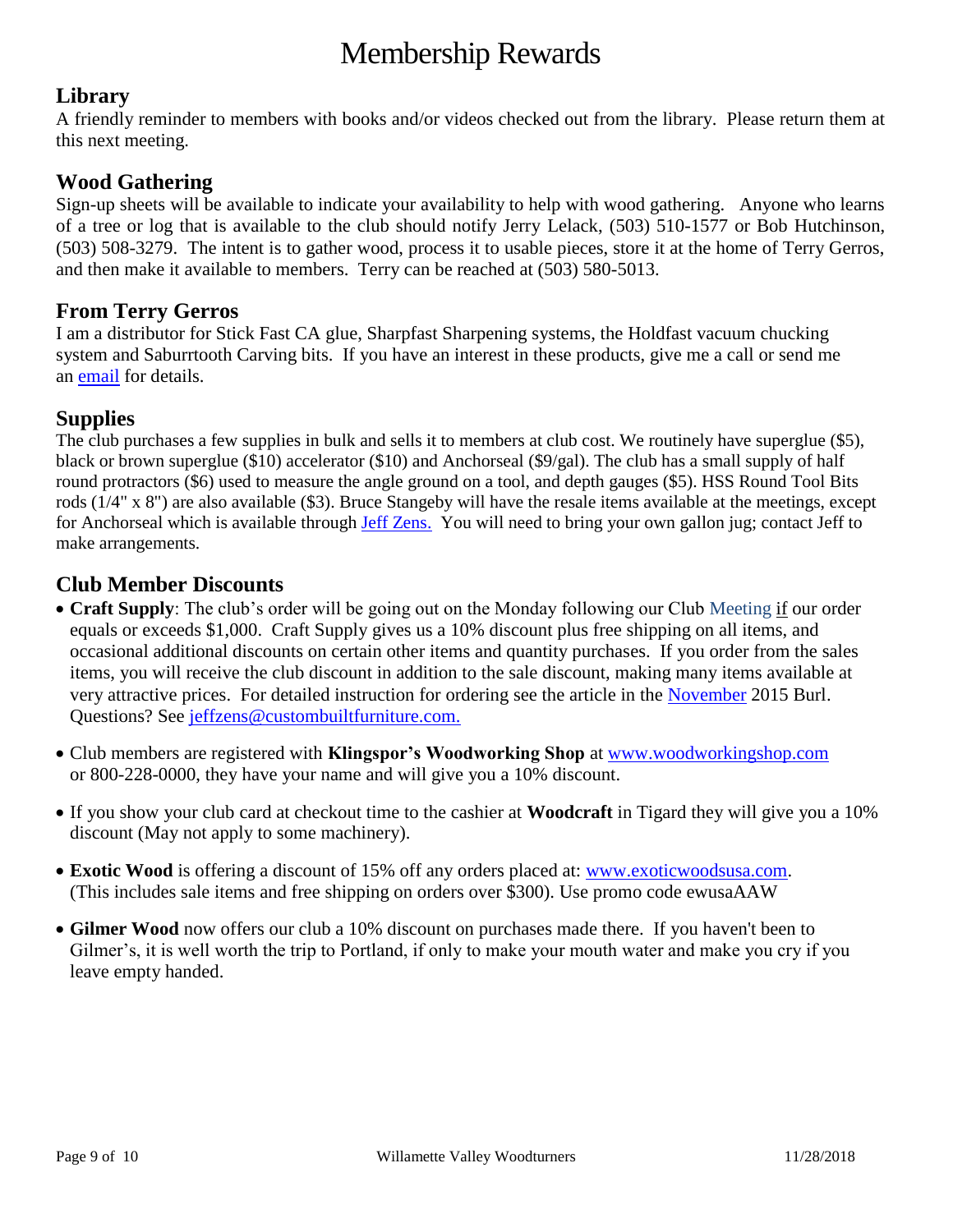# Membership Rewards

## Library

A friendly reminder to members with books and/or videos checked out from the library. Please return them at this next meeting.

## Wood Gathering

Sign-up sheets will be available to indicate your availability to help with wood gathering. Anyone who learns of a tree or log that is available to the club should notify Jerry Lelack, (503) 510-1577 or Bob Hutchinson, (503) 508-3279. The intent is to gather wood, process it to usable pieces, store it at the home of Terry Gerros, and then make it available to members. Terry can be reached at (503) 580-5013.

## From Terry Gerros

I am a distributor for Stick Fast CA glue, Sharpfast Sharpening systems, the Holdfast vacuum chucking system and Saburrtooth Carving bits. If you have an interest in these products, give me a call or send me an email for details.

## Supplies

The club purchases a few supplies in bulk and sells it to members at club cost. We routinely have superglue ($5), black or brown superglue ($10) accelerator ($10) and Anchorseal ($9/gal). The club has a small supply of half round protractors ($6) used to measure the angle ground on a tool, and depth gauges ($5). HSS Round Tool Bits rods (1/4" x 8") are also available ($3). Bruce Stangeby will have the resale items available at the meetings, except for Anchorseal which is available through Jeff Zens. You will need to bring your own gallon jug; contact Jeff to make arrangements.

## Club Member Discounts

- **Craft Supply**: The club's order will be going out on the Monday following our Club Meeting if our order equals or exceeds $1,000. Craft Supply gives us a 10% discount plus free shipping on all items, and occasional additional discounts on certain other items and quantity purchases. If you order from the sales items, you will receive the club discount in addition to the sale discount, making many items available at very attractive prices. For detailed instruction for ordering see the article in the November 2015 Burl. Questions? See jeffzens@custombuiltfurniture.com.
- Club members are registered with **Klingspor's Woodworking Shop** at www.woodworkingshop.com or 800-228-0000, they have your name and will give you a 10% discount.
- If you show your club card at checkout time to the cashier at **Woodcraft** in Tigard they will give you a 10% discount (May not apply to some machinery).
- **Exotic Wood** is offering a discount of 15% off any orders placed at: www.exoticwoodsusa.com. (This includes sale items and free shipping on orders over $300). Use promo code ewusaAAW
- **Gilmer Wood** now offers our club a 10% discount on purchases made there. If you haven't been to Gilmer's, it is well worth the trip to Portland, if only to make your mouth water and make you cry if you leave empty handed.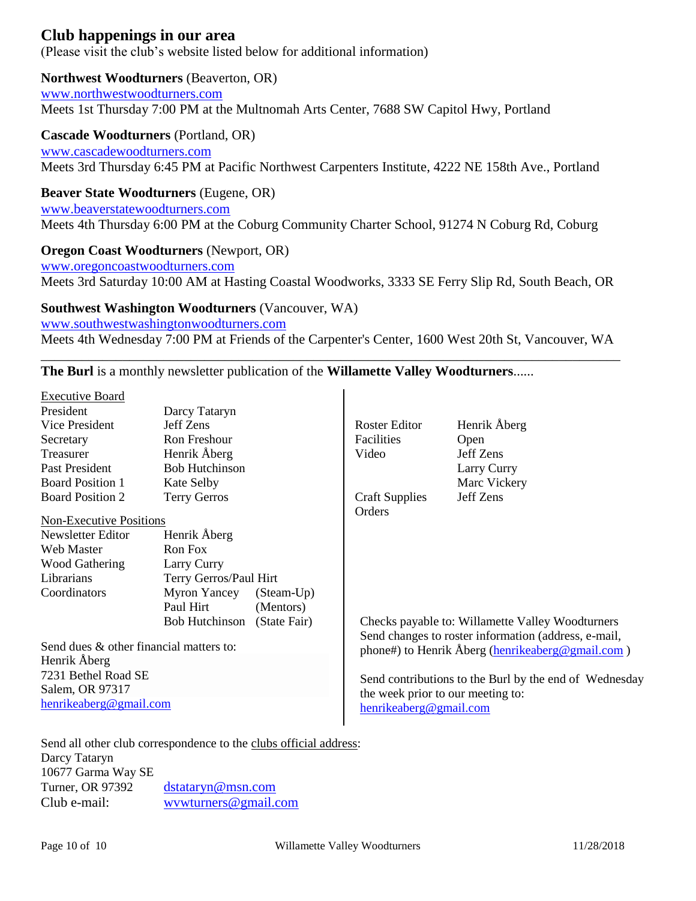## Club happenings in our area

(Please visit the club's website listed below for additional information)

**Northwest Woodturners** (Beaverton, OR)
www.northwestwoodturners.com
Meets 1st Thursday 7:00 PM at the Multnomah Arts Center, 7688 SW Capitol Hwy, Portland

**Cascade Woodturners** (Portland, OR)
www.cascadewoodturners.com
Meets 3rd Thursday 6:45 PM at Pacific Northwest Carpenters Institute, 4222 NE 158th Ave., Portland

**Beaver State Woodturners** (Eugene, OR)
www.beaverstatewoodturners.com
Meets 4th Thursday 6:00 PM at the Coburg Community Charter School, 91274 N Coburg Rd, Coburg

**Oregon Coast Woodturners** (Newport, OR)
www.oregoncoastwoodturners.com
Meets 3rd Saturday 10:00 AM at Hasting Coastal Woodworks, 3333 SE Ferry Slip Rd, South Beach, OR

**Southwest Washington Woodturners** (Vancouver, WA)
www.southwestwashingtonwoodturners.com
Meets 4th Wednesday 7:00 PM at Friends of the Carpenter's Center, 1600 West 20th St, Vancouver, WA

---

**The Burl** is a monthly newsletter publication of the **Willamette Valley Woodturners**......

Executive Board

| | |
|---|---|
| President | Darcy Tataryn |
| Vice President | Jeff Zens |
| Secretary | Ron Freshour |
| Treasurer | Henrik Åberg |
| Past President | Bob Hutchinson |
| Board Position 1 | Kate Selby |
| Board Position 2 | Terry Gerros |

Non-Executive Positions

| | | |
|---|---|---|
| Newsletter Editor | Henrik Åberg | |
| Web Master | Ron Fox | |
| Wood Gathering | Larry Curry | |
| Librarians | Terry Gerros/Paul Hirt | |
| Coordinators | Myron Yancey | (Steam-Up) |
| | Paul Hirt | (Mentors) |
| | Bob Hutchinson | (State Fair) |

| | |
|---|---|
| Roster Editor | Henrik Åberg |
| Facilities | Open |
| Video | Jeff Zens |
| | Larry Curry |
| | Marc Vickery |
| Craft Supplies Orders | Jeff Zens |

Send dues & other financial matters to:
Henrik Åberg
7231 Bethel Road SE
Salem, OR 97317
henrikeaberg@gmail.com

Checks payable to: Willamette Valley Woodturners
Send changes to roster information (address, e-mail, phone#) to Henrik Åberg (henrikeaberg@gmail.com )

Send contributions to the Burl by the end of Wednesday the week prior to our meeting to:
henrikeaberg@gmail.com

Send all other club correspondence to the clubs official address:
Darcy Tataryn
10677 Garma Way SE
Turner, OR 97392 dstataryn@msn.com
Club e-mail: wvwturners@gmail.com